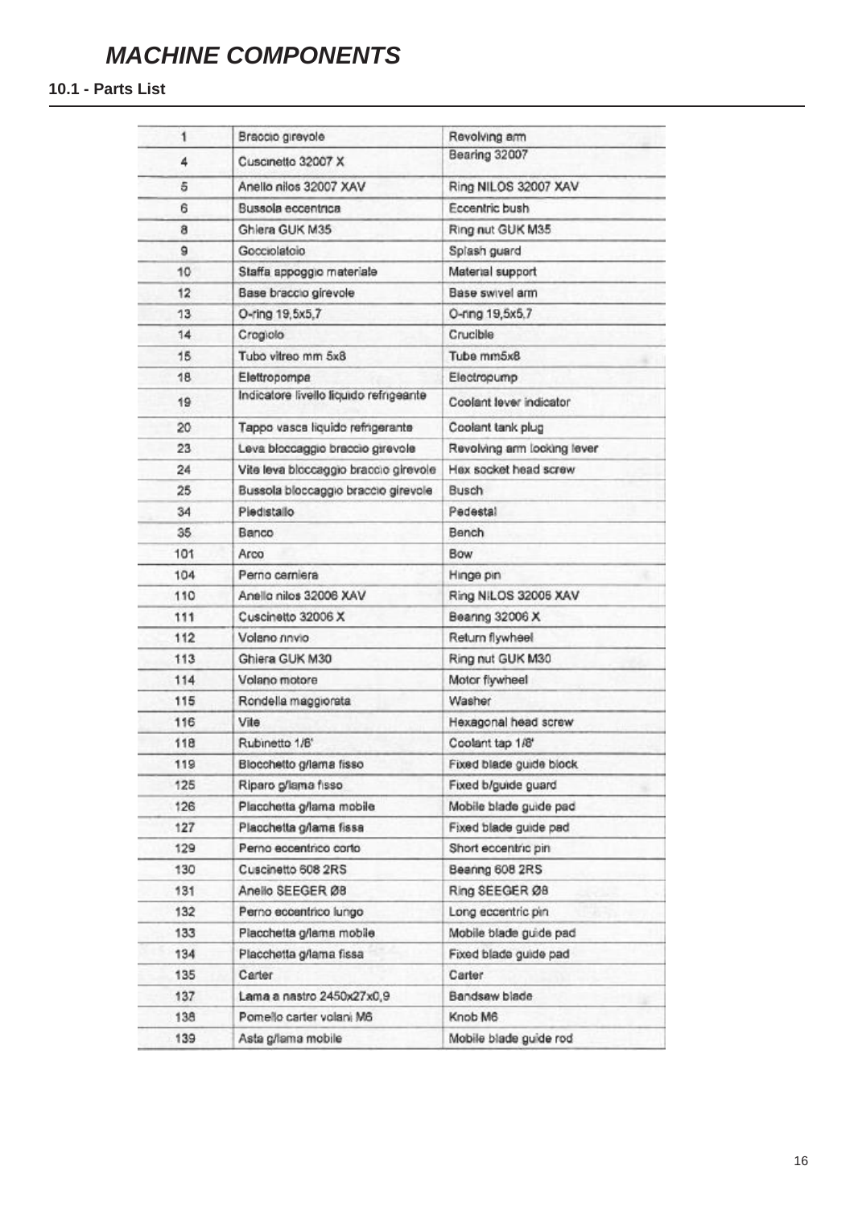# MACHINE COMPONENTS

## 10.1 - Parts List

| 1 | Braccio girevole | Revolving arm |
|---|---|---|
| 4 | Cuscinetto 32007 X | Bearing 32007 |
| 5 | Anello nilos 32007 XAV | Ring NILOS 32007 XAV |
| 6 | Bussola eccentrica | Eccentric bush |
| 8 | Ghiera GUK M35 | Ring nut GUK M35 |
| 9 | Gocciolatoio | Splash guard |
| 10 | Staffa appoggio materiale | Material support |
| 12 | Base braccio girevole | Base swivel arm |
| 13 | O-ring 19,5x5,7 | O-ring 19,5x5,7 |
| 14 | Crogiolo | Crucible |
| 15 | Tubo vitreo mm 5x8 | Tube mm5x8 |
| 18 | Elettropompa | Electropump |
| 19 | Indicatore livello liquido refrigeante | Coolant lever indicator |
| 20 | Tappo vasca liquido refrigerante | Coolant tank plug |
| 23 | Leva bloccaggio braccio girevole | Revolving arm locking lever |
| 24 | Vite leva bloccaggio braccio girevole | Hex socket head screw |
| 25 | Bussola bloccaggio braccio girevole | Busch |
| 34 | Piedistallo | Pedestal |
| 35 | Banco | Bench |
| 101 | Arco | Bow |
| 104 | Perno cerniera | Hinge pin |
| 110 | Anello nilos 32006 XAV | Ring NILOS 32006 XAV |
| 111 | Cuscinetto 32006 X | Bearing 32006 X |
| 112 | Volano rinvio | Return flywheel |
| 113 | Ghiera GUK M30 | Ring nut GUK M30 |
| 114 | Volano motore | Motor flywheel |
| 115 | Rondella maggiorata | Washer |
| 116 | Vite | Hexagonal head screw |
| 118 | Rubinetto 1/8' | Coolant tap 1/8' |
| 119 | Blocchetto g/lama fisso | Fixed blade guide block |
| 125 | Riparo g/lama fisso | Fixed b/guide guard |
| 126 | Placchetta g/lama mobile | Mobile blade guide pad |
| 127 | Placchetta g/lama fissa | Fixed blade guide pad |
| 129 | Perno eccentrico corto | Short eccentric pin |
| 130 | Cuscinetto 608 2RS | Bearing 608 2RS |
| 131 | Anello SEEGER Ø8 | Ring SEEGER Ø8 |
| 132 | Perno eccentrico lungo | Long eccentric pin |
| 133 | Placchetta g/lama mobile | Mobile blade guide pad |
| 134 | Placchetta g/lama fissa | Fixed blade guide pad |
| 135 | Carter | Carter |
| 137 | Lama a nastro 2450x27x0,9 | Bandsaw blade |
| 138 | Pomello carter volani M6 | Knob M6 |
| 139 | Asta g/lama mobile | Mobile blade guide rod |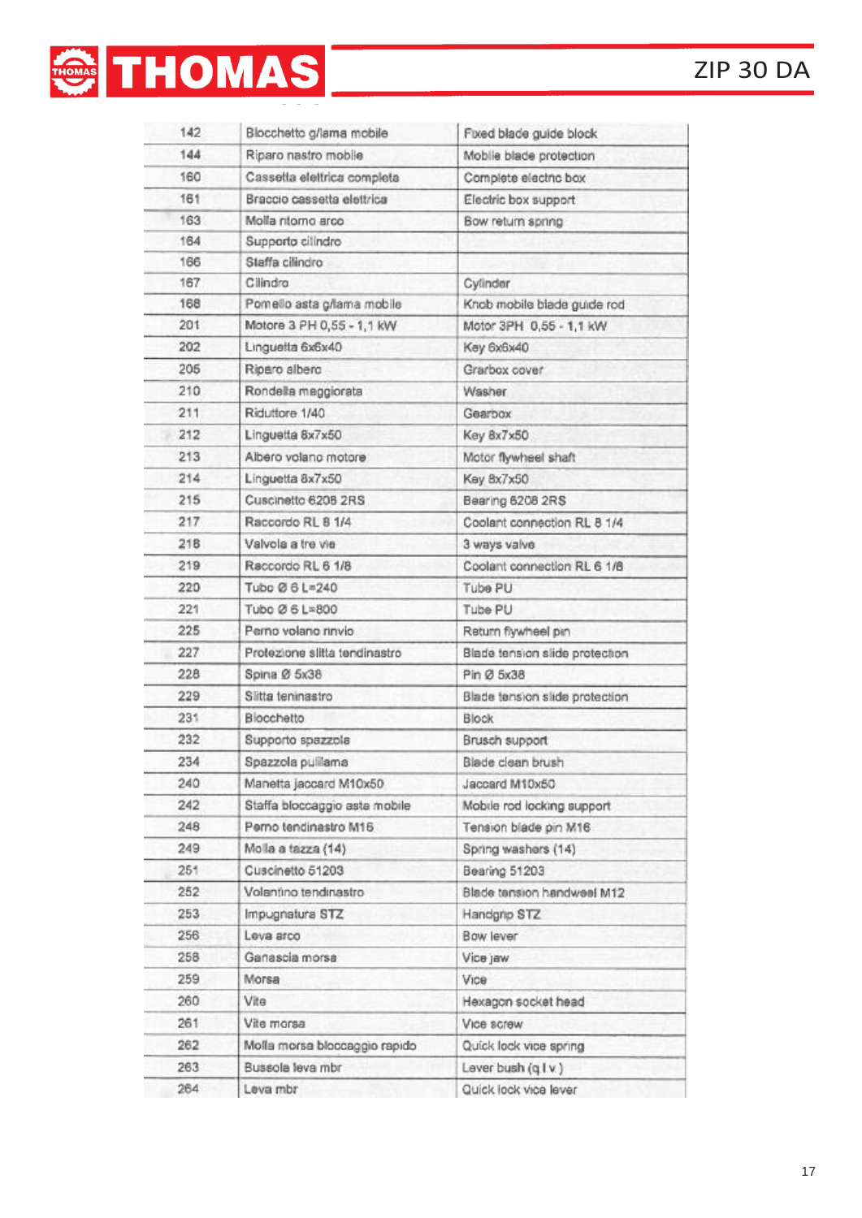| 142 | Blocchetto g/lama mobile | Fixed blade guide block |
|---|---|---|
| 144 | Riparo nastro mobile | Mobile blade protection |
| 160 | Cassetta elettrica completa | Complete electric box |
| 161 | Braccio cassetta elettrica | Electric box support |
| 163 | Molla ritorno arco | Bow return spring |
| 164 | Supporto cilindro | |
| 166 | Staffa cilindro | |
| 167 | Cilindro | Cylinder |
| 168 | Pomello asta g/lama mobile | Knob mobile blade guide rod |
| 201 | Motore 3 PH 0,55 - 1,1 kW | Motor 3PH 0,55 - 1,1 kW |
| 202 | Linguetta 6x6x40 | Key 6x6x40 |
| 205 | Riparo albero | Grarbox cover |
| 210 | Rondella maggiorata | Washer |
| 211 | Riduttore 1/40 | Gearbox |
| 212 | Linguetta 8x7x50 | Key 8x7x50 |
| 213 | Albero volano motore | Motor flywheel shaft |
| 214 | Linguetta 8x7x50 | Key 8x7x50 |
| 215 | Cuscinetto 6208 2RS | Bearing 6208 2RS |
| 217 | Raccordo RL 8 1/4 | Coolant connection RL 8 1/4 |
| 218 | Valvola a tre vie | 3 ways valve |
| 219 | Raccordo RL 6 1/8 | Coolant connection RL 6 1/8 |
| 220 | Tubo Ø 6 L=240 | Tube PU |
| 221 | Tubo Ø 6 L=800 | Tube PU |
| 225 | Perno volano rinvio | Return flywheel pin |
| 227 | Protezione slitta tendinastro | Blade tension slide protection |
| 228 | Spina Ø 5x38 | Pin Ø 5x38 |
| 229 | Slitta teninastro | Blade tension slide protection |
| 231 | Blocchetto | Block |
| 232 | Supporto spazzola | Brusch support |
| 234 | Spazzola pulilama | Blade clean brush |
| 240 | Manetta jaccard M10x50 | Jaccard M10x50 |
| 242 | Staffa bloccaggio asta mobile | Mobile rod locking support |
| 248 | Perno tendinastro M16 | Tension blade pin M16 |
| 249 | Molla a tazza (14) | Spring washers (14) |
| 251 | Cuscinetto 51203 | Bearing 51203 |
| 252 | Volantino tendinastro | Blade tension handweel M12 |
| 253 | Impugnatura STZ | Handgrip STZ |
| 256 | Leva arco | Bow lever |
| 258 | Ganascia morsa | Vice jaw |
| 259 | Morsa | Vice |
| 260 | Vite | Hexagon socket head |
| 261 | Vite morsa | Vice screw |
| 262 | Molla morsa bloccaggio rapido | Quick lock vice spring |
| 263 | Bussola leva mbr | Lever bush (q l v ) |
| 264 | Leva mbr | Quick lock vice lever |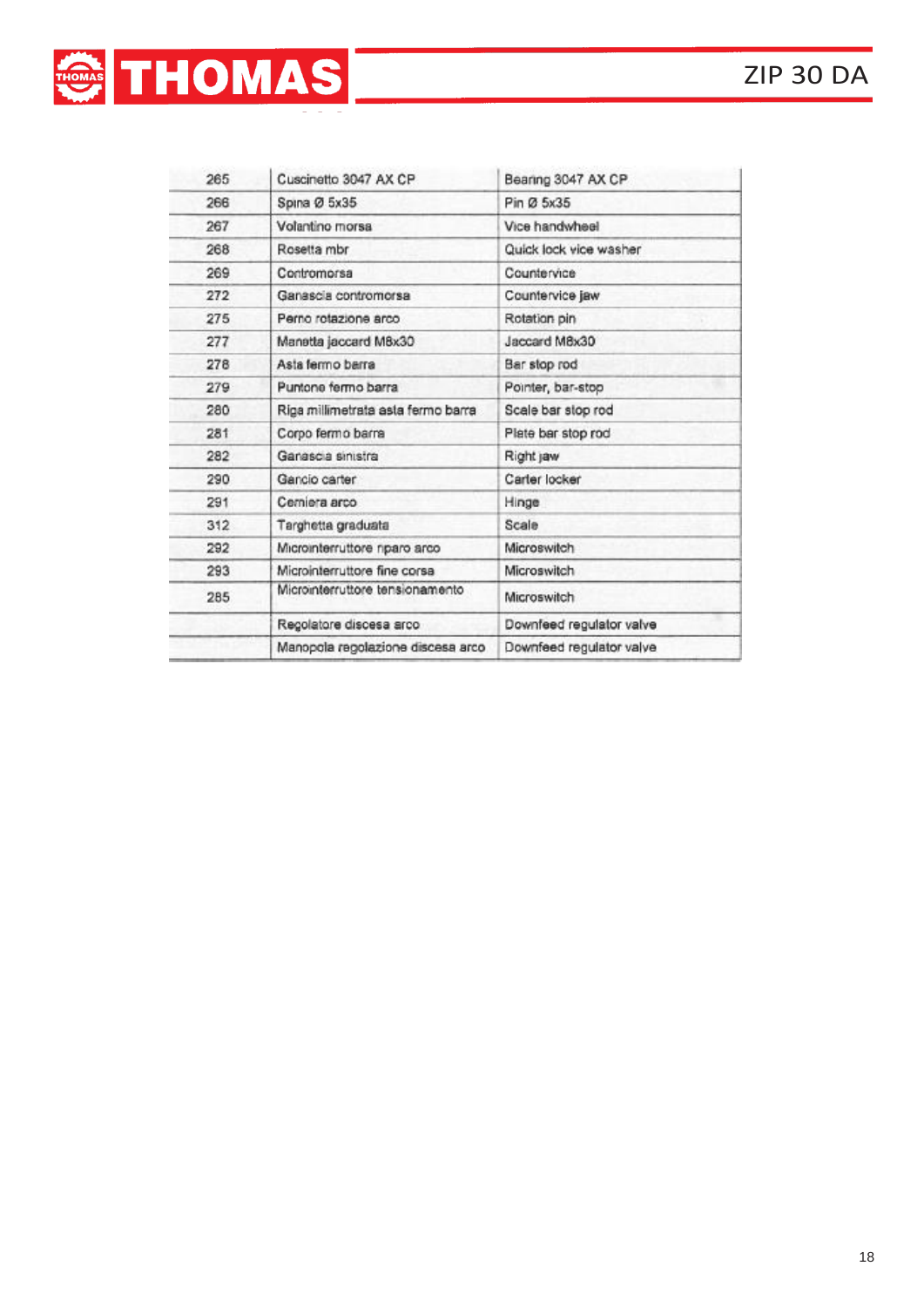| 265 | Cuscinetto 3047 AX CP | Bearing 3047 AX CP |
|---|---|---|
| 266 | Spina Ø 5x35 | Pin Ø 5x35 |
| 267 | Volantino morsa | Vice handwheel |
| 268 | Rosetta mbr | Quick lock vice washer |
| 269 | Contromorsa | Countervice |
| 272 | Ganascia contromorsa | Countervice jaw |
| 275 | Perno rotazione arco | Rotation pin |
| 277 | Manetta jaccard M8x30 | Jaccard M8x30 |
| 278 | Asta fermo barra | Bar stop rod |
| 279 | Puntone fermo barra | Pointer, bar-stop |
| 280 | Riga millimetrata asta fermo barra | Scale bar stop rod |
| 281 | Corpo fermo barra | Plate bar stop rod |
| 282 | Ganascia sinistra | Right jaw |
| 290 | Gancio carter | Carter locker |
| 291 | Cerniera arco | Hinge |
| 312 | Targhetta graduata | Scale |
| 292 | Microinterruttore riparo arco | Microswitch |
| 293 | Microinterruttore fine corsa | Microswitch |
| 285 | Microinterruttore tensionamento | Microswitch |
| | Regolatore discesa arco | Downfeed regulator valve |
| | Manopola regolazione discesa arco | Downfeed regulator valve |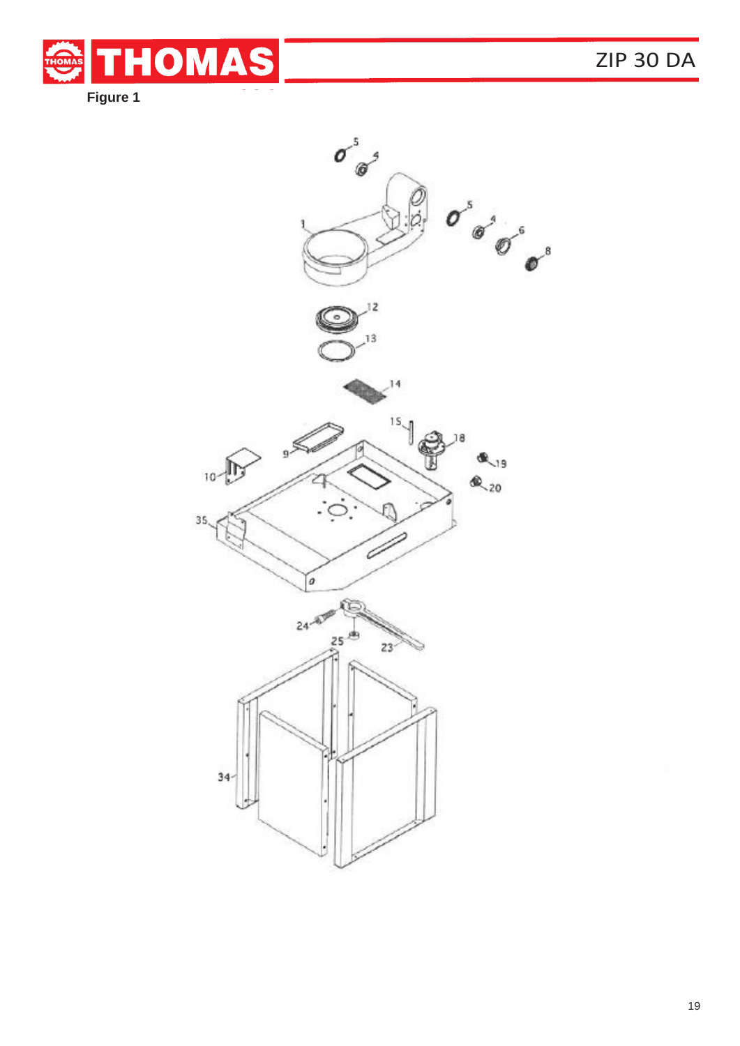Figure 1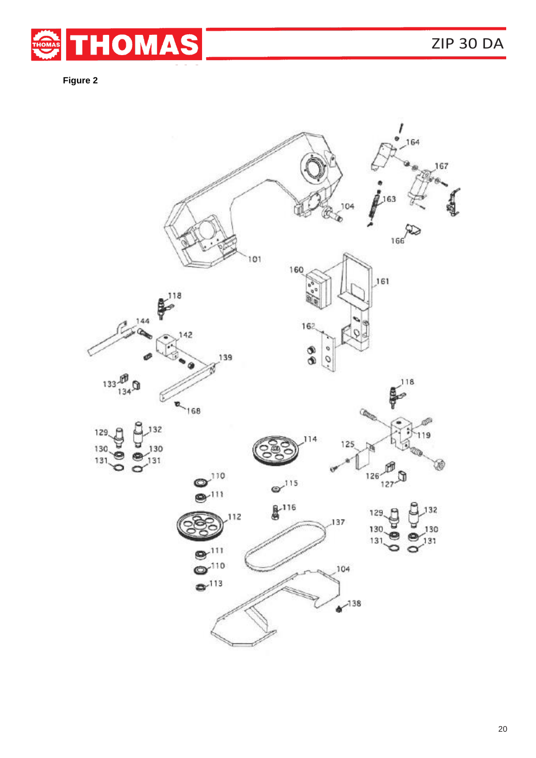**Figure 2**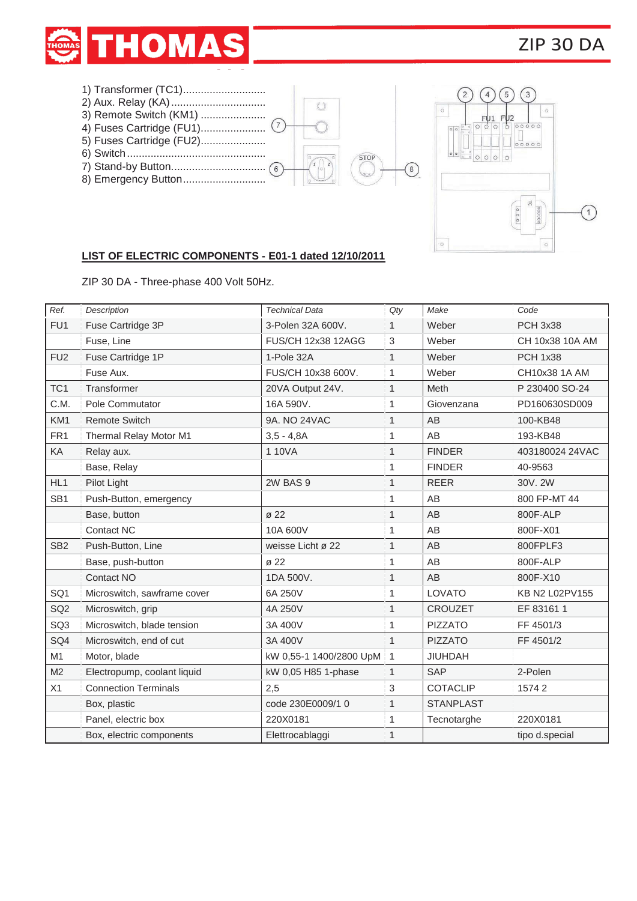# ZIP 30 DA

1) Transformer (TC1)............................
2) Aux. Relay (KA)................................
3) Remote Switch (KM1) ......................
4) Fuses Cartridge (FU1)......................
5) Fuses Cartridge (FU2)......................
6) Switch ..............................................
7) Stand-by Button................................
8) Emergency Button............................

## LIST OF ELECTRIC COMPONENTS - E01-1 dated 12/10/2011

ZIP 30 DA - Three-phase 400 Volt 50Hz.

| Ref. | Description | Technical Data | Qty | Make | Code |
|---|---|---|---|---|---|
| FU1 | Fuse Cartridge 3P | 3-Polen 32A 600V. | 1 | Weber | PCH 3x38 |
| | Fuse, Line | FUS/CH 12x38 12AGG | 3 | Weber | CH 10x38 10A AM |
| FU2 | Fuse Cartridge 1P | 1-Pole 32A | 1 | Weber | PCH 1x38 |
| | Fuse Aux. | FUS/CH 10x38 600V. | 1 | Weber | CH10x38 1A AM |
| TC1 | Transformer | 20VA Output 24V. | 1 | Meth | P 230400 SO-24 |
| C.M. | Pole Commutator | 16A 590V. | 1 | Giovenzana | PD160630SD009 |
| KM1 | Remote Switch | 9A. NO 24VAC | 1 | AB | 100-KB48 |
| FR1 | Thermal Relay Motor M1 | 3,5 - 4,8A | 1 | AB | 193-KB48 |
| KA | Relay aux. | 1 10VA | 1 | FINDER | 403180024 24VAC |
| | Base, Relay | | 1 | FINDER | 40-9563 |
| HL1 | Pilot Light | 2W BAS 9 | 1 | REER | 30V. 2W |
| SB1 | Push-Button, emergency | | 1 | AB | 800 FP-MT 44 |
| | Base, button | ø 22 | 1 | AB | 800F-ALP |
| | Contact NC | 10A 600V | 1 | AB | 800F-X01 |
| SB2 | Push-Button, Line | weisse Licht ø 22 | 1 | AB | 800FPLF3 |
| | Base, push-button | ø 22 | 1 | AB | 800F-ALP |
| | Contact NO | 1DA 500V. | 1 | AB | 800F-X10 |
| SQ1 | Microswitch, sawframe cover | 6A 250V | 1 | LOVATO | KB N2 L02PV155 |
| SQ2 | Microswitch, grip | 4A 250V | 1 | CROUZET | EF 83161 1 |
| SQ3 | Microswitch, blade tension | 3A 400V | 1 | PIZZATO | FF 4501/3 |
| SQ4 | Microswitch, end of cut | 3A 400V | 1 | PIZZATO | FF 4501/2 |
| M1 | Motor, blade | kW 0,55-1 1400/2800 UpM | 1 | JIUHDAH | |
| M2 | Electropump, coolant liquid | kW 0,05 H85 1-phase | 1 | SAP | 2-Polen |
| X1 | Connection Terminals | 2,5 | 3 | COTACLIP | 1574 2 |
| | Box, plastic | code 230E0009/1 0 | 1 | STANPLAST | |
| | Panel, electric box | 220X0181 | 1 | Tecnotarghe | 220X0181 |
| | Box, electric components | Elettrocablaggi | 1 | | tipo d.special |